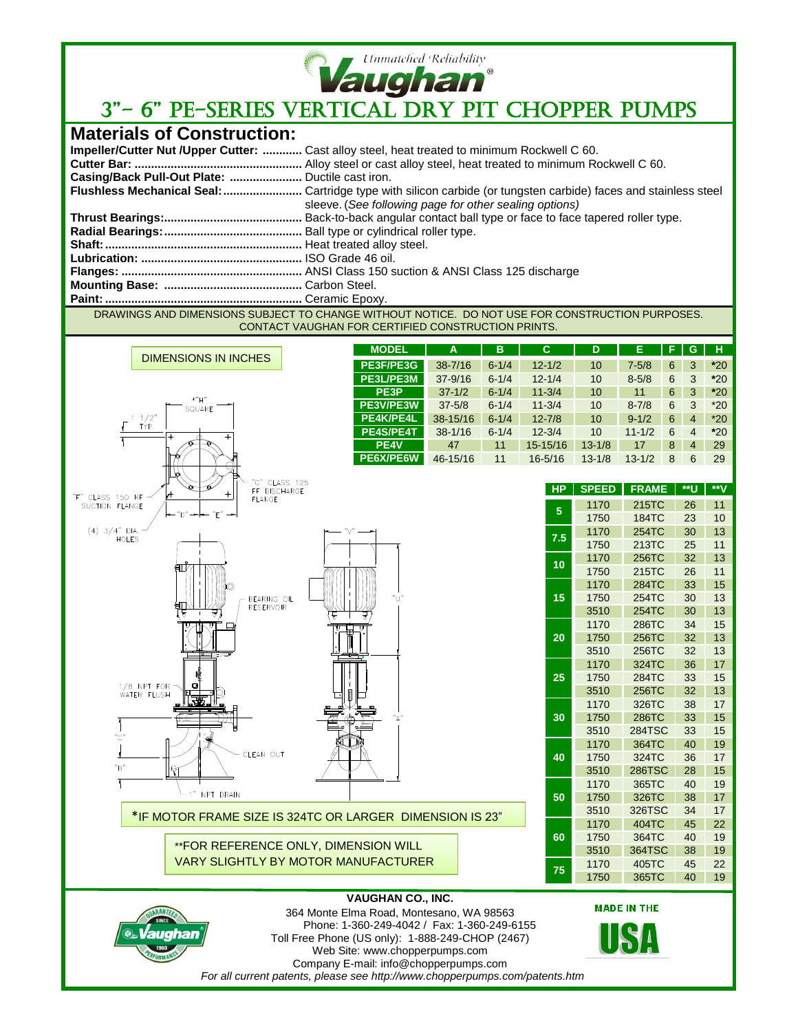Unmatched Reliability

Vaughan®

# 3"- 6" PE-SERIES VERTICAL DRY PIT CHOPPER PUMPS

## Materials of Construction:

**Impeller/Cutter Nut /Upper Cutter: ............** Cast alloy steel, heat treated to minimum Rockwell C 60.
**Cutter Bar: ..................................................** Alloy steel or cast alloy steel, heat treated to minimum Rockwell C 60.
**Casing/Back Pull-Out Plate: ......................** Ductile cast iron.
**Flushless Mechanical Seal:........................** Cartridge type with silicon carbide (or tungsten carbide) faces and stainless steel sleeve. (*See following page for other sealing options)*
**Thrust Bearings:.........................................** Back-to-back angular contact ball type or face to face tapered roller type.
**Radial Bearings:.........................................** Ball type or cylindrical roller type.
**Shaft:...........................................................** Heat treated alloy steel.
**Lubrication: ................................................** ISO Grade 46 oil.
**Flanges: ......................................................** ANSI Class 150 suction & ANSI Class 125 discharge
**Mounting Base: ..........................................** Carbon Steel.
**Paint: ...........................................................** Ceramic Epoxy.

DRAWINGS AND DIMENSIONS SUBJECT TO CHANGE WITHOUT NOTICE. DO NOT USE FOR CONSTRUCTION PURPOSES. CONTACT VAUGHAN FOR CERTIFIED CONSTRUCTION PRINTS.

DIMENSIONS IN INCHES

| MODEL | A | B | C | D | E | F | G | H |
|---|---|---|---|---|---|---|---|---|
| PE3F/PE3G | 38-7/16 | 6-1/4 | 12-1/2 | 10 | 7-5/8 | 6 | 3 | *20 |
| PE3L/PE3M | 37-9/16 | 6-1/4 | 12-1/4 | 10 | 8-5/8 | 6 | 3 | *20 |
| PE3P | 37-1/2 | 6-1/4 | 11-3/4 | 10 | 11 | 6 | 3 | *20 |
| PE3V/PE3W | 37-5/8 | 6-1/4 | 11-3/4 | 10 | 8-7/8 | 6 | 3 | *20 |
| PE4K/PE4L | 38-15/16 | 6-1/4 | 12-7/8 | 10 | 9-1/2 | 6 | 4 | *20 |
| PE4S/PE4T | 38-1/16 | 6-1/4 | 12-3/4 | 10 | 11-1/2 | 6 | 4 | *20 |
| PE4V | 47 | 11 | 15-15/16 | 13-1/8 | 17 | 8 | 4 | 29 |
| PE6X/PE6W | 46-15/16 | 11 | 16-5/16 | 13-1/8 | 13-1/2 | 8 | 6 | 29 |

"H" SQUARE; 1 1/2" TYP.; "G" CLASS 125 FF DISCHARGE FLANGE; "F" CLASS 150 RF SUCTION FLANGE; "D"; "E"; (4) 3/4" DIA. HOLES; "V"; "U"; BEARING OIL RESERVOIR; 1/8 NPT FOR WATER FLUSH; "A"; "C"; CLEAN OUT; "B"; 1" NPT DRAIN

| HP | SPEED | FRAME | **U | **V |
|---|---|---|---|---|
| 5 | 1170 | 215TC | 26 | 11 |
| | 1750 | 184TC | 23 | 10 |
| 7.5 | 1170 | 254TC | 30 | 13 |
| | 1750 | 213TC | 25 | 11 |
| 10 | 1170 | 256TC | 32 | 13 |
| | 1750 | 215TC | 26 | 11 |
| 15 | 1170 | 284TC | 33 | 15 |
| | 1750 | 254TC | 30 | 13 |
| | 3510 | 254TC | 30 | 13 |
| 20 | 1170 | 286TC | 34 | 15 |
| | 1750 | 256TC | 32 | 13 |
| | 3510 | 256TC | 32 | 13 |
| 25 | 1170 | 324TC | 36 | 17 |
| | 1750 | 284TC | 33 | 15 |
| | 3510 | 256TC | 32 | 13 |
| 30 | 1170 | 326TC | 38 | 17 |
| | 1750 | 286TC | 33 | 15 |
| | 3510 | 284TSC | 33 | 15 |
| 40 | 1170 | 364TC | 40 | 19 |
| | 1750 | 324TC | 36 | 17 |
| | 3510 | 286TSC | 28 | 15 |
| 50 | 1170 | 365TC | 40 | 19 |
| | 1750 | 326TC | 38 | 17 |
| | 3510 | 326TSC | 34 | 17 |
| 60 | 1170 | 404TC | 45 | 22 |
| | 1750 | 364TC | 40 | 19 |
| | 3510 | 364TSC | 38 | 19 |
| 75 | 1170 | 405TC | 45 | 22 |
| | 1750 | 365TC | 40 | 19 |

*IF MOTOR FRAME SIZE IS 324TC OR LARGER DIMENSION IS 23"

**FOR REFERENCE ONLY, DIMENSION WILL VARY SLIGHTLY BY MOTOR MANUFACTURER

**VAUGHAN CO., INC.**
364 Monte Elma Road, Montesano, WA 98563
Phone: 1-360-249-4042 / Fax: 1-360-249-6155
Toll Free Phone (US only): 1-888-249-CHOP (2467)
Web Site: www.chopperpumps.com
Company E-mail: info@chopperpumps.com
*For all current patents, please see http://www.chopperpumps.com/patents.htm*

MADE IN THE USA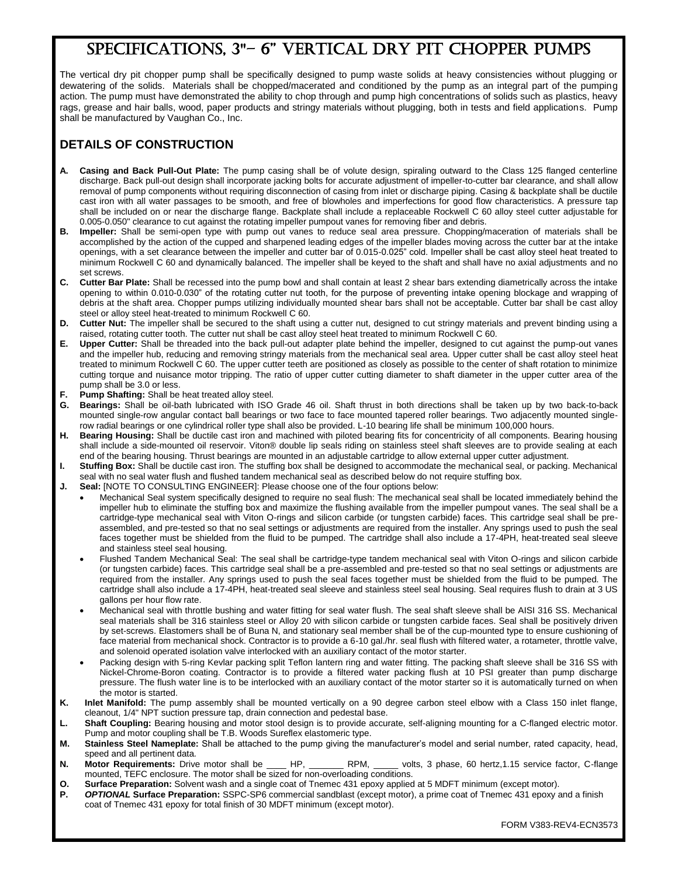# SPECIFICATIONS, 3"– 6" VERTICAL DRY PIT CHOPPER PUMPS

The vertical dry pit chopper pump shall be specifically designed to pump waste solids at heavy consistencies without plugging or dewatering of the solids. Materials shall be chopped/macerated and conditioned by the pump as an integral part of the pumping action. The pump must have demonstrated the ability to chop through and pump high concentrations of solids such as plastics, heavy rags, grease and hair balls, wood, paper products and stringy materials without plugging, both in tests and field applications. Pump shall be manufactured by Vaughan Co., Inc.

## DETAILS OF CONSTRUCTION

**A. Casing and Back Pull-Out Plate:** The pump casing shall be of volute design, spiraling outward to the Class 125 flanged centerline discharge. Back pull-out design shall incorporate jacking bolts for accurate adjustment of impeller-to-cutter bar clearance, and shall allow removal of pump components without requiring disconnection of casing from inlet or discharge piping. Casing & backplate shall be ductile cast iron with all water passages to be smooth, and free of blowholes and imperfections for good flow characteristics. A pressure tap shall be included on or near the discharge flange. Backplate shall include a replaceable Rockwell C 60 alloy steel cutter adjustable for 0.005-0.050" clearance to cut against the rotating impeller pumpout vanes for removing fiber and debris.

**B. Impeller:** Shall be semi-open type with pump out vanes to reduce seal area pressure. Chopping/maceration of materials shall be accomplished by the action of the cupped and sharpened leading edges of the impeller blades moving across the cutter bar at the intake openings, with a set clearance between the impeller and cutter bar of 0.015-0.025" cold. Impeller shall be cast alloy steel heat treated to minimum Rockwell C 60 and dynamically balanced. The impeller shall be keyed to the shaft and shall have no axial adjustments and no set screws.

**C. Cutter Bar Plate:** Shall be recessed into the pump bowl and shall contain at least 2 shear bars extending diametrically across the intake opening to within 0.010-0.030" of the rotating cutter nut tooth, for the purpose of preventing intake opening blockage and wrapping of debris at the shaft area. Chopper pumps utilizing individually mounted shear bars shall not be acceptable. Cutter bar shall be cast alloy steel or alloy steel heat-treated to minimum Rockwell C 60.

**D. Cutter Nut:** The impeller shall be secured to the shaft using a cutter nut, designed to cut stringy materials and prevent binding using a raised, rotating cutter tooth. The cutter nut shall be cast alloy steel heat treated to minimum Rockwell C 60.

**E. Upper Cutter:** Shall be threaded into the back pull-out adapter plate behind the impeller, designed to cut against the pump-out vanes and the impeller hub, reducing and removing stringy materials from the mechanical seal area. Upper cutter shall be cast alloy steel heat treated to minimum Rockwell C 60. The upper cutter teeth are positioned as closely as possible to the center of shaft rotation to minimize cutting torque and nuisance motor tripping. The ratio of upper cutter cutting diameter to shaft diameter in the upper cutter area of the pump shall be 3.0 or less.

**F. Pump Shafting:** Shall be heat treated alloy steel.

**G. Bearings:** Shall be oil-bath lubricated with ISO Grade 46 oil. Shaft thrust in both directions shall be taken up by two back-to-back mounted single-row angular contact ball bearings or two face to face mounted tapered roller bearings. Two adjacently mounted single-row radial bearings or one cylindrical roller type shall also be provided. L-10 bearing life shall be minimum 100,000 hours.

**H. Bearing Housing:** Shall be ductile cast iron and machined with piloted bearing fits for concentricity of all components. Bearing housing shall include a side-mounted oil reservoir. Viton® double lip seals riding on stainless steel shaft sleeves are to provide sealing at each end of the bearing housing. Thrust bearings are mounted in an adjustable cartridge to allow external upper cutter adjustment.

**I. Stuffing Box:** Shall be ductile cast iron. The stuffing box shall be designed to accommodate the mechanical seal, or packing. Mechanical seal with no seal water flush and flushed tandem mechanical seal as described below do not require stuffing box.

**J. Seal:** [NOTE TO CONSULTING ENGINEER]: Please choose one of the four options below:

- Mechanical Seal system specifically designed to require no seal flush: The mechanical seal shall be located immediately behind the impeller hub to eliminate the stuffing box and maximize the flushing available from the impeller pumpout vanes. The seal shall be a cartridge-type mechanical seal with Viton O-rings and silicon carbide (or tungsten carbide) faces. This cartridge seal shall be pre-assembled, and pre-tested so that no seal settings or adjustments are required from the installer. Any springs used to push the seal faces together must be shielded from the fluid to be pumped. The cartridge shall also include a 17-4PH, heat-treated seal sleeve and stainless steel seal housing.
- Flushed Tandem Mechanical Seal: The seal shall be cartridge-type tandem mechanical seal with Viton O-rings and silicon carbide (or tungsten carbide) faces. This cartridge seal shall be a pre-assembled and pre-tested so that no seal settings or adjustments are required from the installer. Any springs used to push the seal faces together must be shielded from the fluid to be pumped. The cartridge shall also include a 17-4PH, heat-treated seal sleeve and stainless steel seal housing. Seal requires flush to drain at 3 US gallons per hour flow rate.
- Mechanical seal with throttle bushing and water fitting for seal water flush. The seal shaft sleeve shall be AISI 316 SS. Mechanical seal materials shall be 316 stainless steel or Alloy 20 with silicon carbide or tungsten carbide faces. Seal shall be positively driven by set-screws. Elastomers shall be of Buna N, and stationary seal member shall be of the cup-mounted type to ensure cushioning of face material from mechanical shock. Contractor is to provide a 6-10 gal./hr. seal flush with filtered water, a rotameter, throttle valve, and solenoid operated isolation valve interlocked with an auxiliary contact of the motor starter.
- Packing design with 5-ring Kevlar packing split Teflon lantern ring and water fitting. The packing shaft sleeve shall be 316 SS with Nickel-Chrome-Boron coating. Contractor is to provide a filtered water packing flush at 10 PSI greater than pump discharge pressure. The flush water line is to be interlocked with an auxiliary contact of the motor starter so it is automatically turned on when the motor is started.

**K. Inlet Manifold:** The pump assembly shall be mounted vertically on a 90 degree carbon steel elbow with a Class 150 inlet flange, cleanout, 1/4" NPT suction pressure tap, drain connection and pedestal base.

**L. Shaft Coupling:** Bearing housing and motor stool design is to provide accurate, self-aligning mounting for a C-flanged electric motor. Pump and motor coupling shall be T.B. Woods Sureflex elastomeric type.

**M. Stainless Steel Nameplate:** Shall be attached to the pump giving the manufacturer's model and serial number, rated capacity, head, speed and all pertinent data.

**N. Motor Requirements:** Drive motor shall be ____ HP, _______ RPM, _____ volts, 3 phase, 60 hertz,1.15 service factor, C-flange mounted, TEFC enclosure. The motor shall be sized for non-overloading conditions.

**O. Surface Preparation:** Solvent wash and a single coat of Tnemec 431 epoxy applied at 5 MDFT minimum (except motor).

**P. *OPTIONAL* Surface Preparation:** SSPC-SP6 commercial sandblast (except motor), a prime coat of Tnemec 431 epoxy and a finish coat of Tnemec 431 epoxy for total finish of 30 MDFT minimum (except motor).

FORM V383-REV4-ECN3573